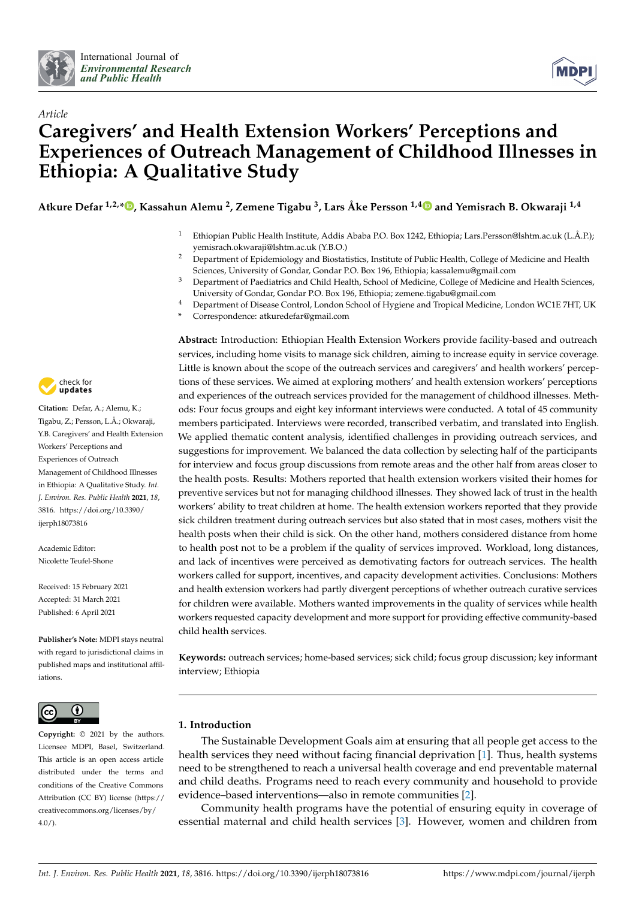International Journal of *Environmental Research and Public Health*

*Article*

# Caregivers' and Health Extension Workers' Perceptions and Experiences of Outreach Management of Childhood Illnesses in Ethiopia: A Qualitative Study

**Atkure Defar [1,2,*], Kassahun Alemu [2], Zemene Tigabu [3], Lars Åke Persson [1,4] and Yemisrach B. Okwaraji [1,4]**

1 Ethiopian Public Health Institute, Addis Ababa P.O. Box 1242, Ethiopia; Lars.Persson@lshtm.ac.uk (L.Å.P.); yemisrach.okwaraji@lshtm.ac.uk (Y.B.O.)

2 Department of Epidemiology and Biostatistics, Institute of Public Health, College of Medicine and Health Sciences, University of Gondar, Gondar P.O. Box 196, Ethiopia; kassalemu@gmail.com

3 Department of Paediatrics and Child Health, School of Medicine, College of Medicine and Health Sciences, University of Gondar, Gondar P.O. Box 196, Ethiopia; zemene.tigabu@gmail.com

4 Department of Disease Control, London School of Hygiene and Tropical Medicine, London WC1E 7HT, UK

\* Correspondence: atkuredefar@gmail.com

**Citation:** Defar, A.; Alemu, K.; Tigabu, Z.; Persson, L.Å.; Okwaraji, Y.B. Caregivers' and Health Extension Workers' Perceptions and Experiences of Outreach Management of Childhood Illnesses in Ethiopia: A Qualitative Study. *Int. J. Environ. Res. Public Health* **2021**, *18*, 3816. https://doi.org/10.3390/ijerph18073816

Academic Editor: Nicolette Teufel-Shone

Received: 15 February 2021
Accepted: 31 March 2021
Published: 6 April 2021

**Publisher's Note:** MDPI stays neutral with regard to jurisdictional claims in published maps and institutional affiliations.

**Copyright:** © 2021 by the authors. Licensee MDPI, Basel, Switzerland. This article is an open access article distributed under the terms and conditions of the Creative Commons Attribution (CC BY) license (https://creativecommons.org/licenses/by/4.0/).

**Abstract:** Introduction: Ethiopian Health Extension Workers provide facility-based and outreach services, including home visits to manage sick children, aiming to increase equity in service coverage. Little is known about the scope of the outreach services and caregivers' and health workers' perceptions of these services. We aimed at exploring mothers' and health extension workers' perceptions and experiences of the outreach services provided for the management of childhood illnesses. Methods: Four focus groups and eight key informant interviews were conducted. A total of 45 community members participated. Interviews were recorded, transcribed verbatim, and translated into English. We applied thematic content analysis, identified challenges in providing outreach services, and suggestions for improvement. We balanced the data collection by selecting half of the participants for interview and focus group discussions from remote areas and the other half from areas closer to the health posts. Results: Mothers reported that health extension workers visited their homes for preventive services but not for managing childhood illnesses. They showed lack of trust in the health workers' ability to treat children at home. The health extension workers reported that they provide sick children treatment during outreach services but also stated that in most cases, mothers visit the health posts when their child is sick. On the other hand, mothers considered distance from home to health post not to be a problem if the quality of services improved. Workload, long distances, and lack of incentives were perceived as demotivating factors for outreach services. The health workers called for support, incentives, and capacity development activities. Conclusions: Mothers and health extension workers had partly divergent perceptions of whether outreach curative services for children were available. Mothers wanted improvements in the quality of services while health workers requested capacity development and more support for providing effective community-based child health services.

**Keywords:** outreach services; home-based services; sick child; focus group discussion; key informant interview; Ethiopia

## 1. Introduction

The Sustainable Development Goals aim at ensuring that all people get access to the health services they need without facing financial deprivation [1]. Thus, health systems need to be strengthened to reach a universal health coverage and end preventable maternal and child deaths. Programs need to reach every community and household to provide evidence–based interventions—also in remote communities [2].

Community health programs have the potential of ensuring equity in coverage of essential maternal and child health services [3]. However, women and children from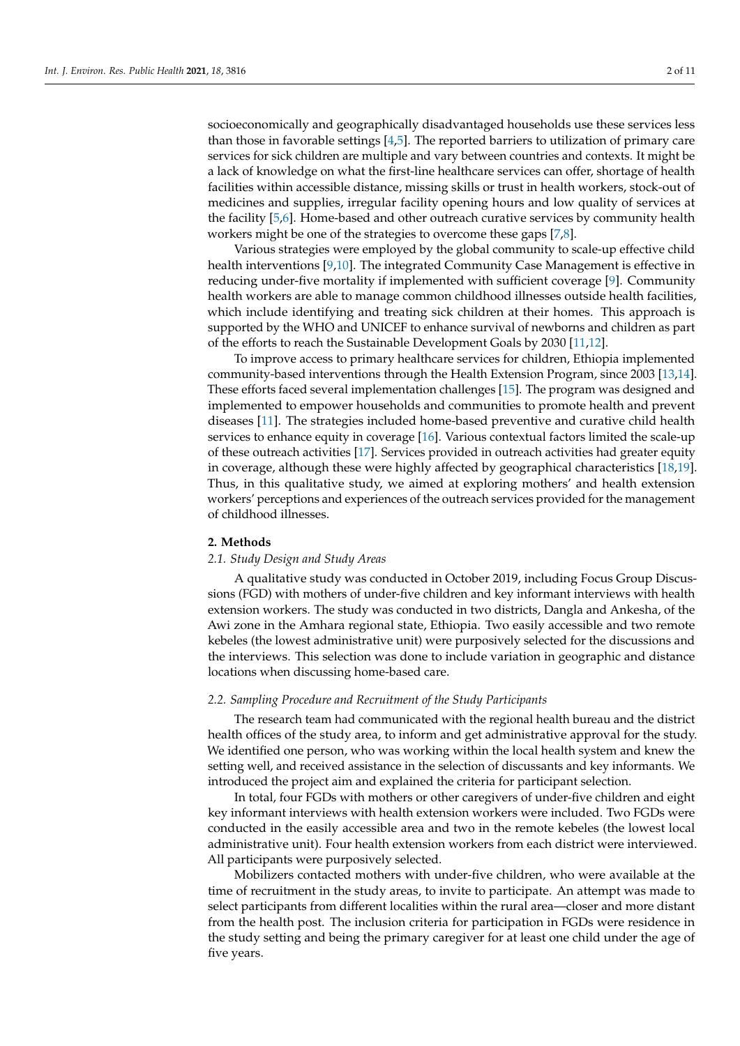socioeconomically and geographically disadvantaged households use these services less than those in favorable settings [4,5]. The reported barriers to utilization of primary care services for sick children are multiple and vary between countries and contexts. It might be a lack of knowledge on what the first-line healthcare services can offer, shortage of health facilities within accessible distance, missing skills or trust in health workers, stock-out of medicines and supplies, irregular facility opening hours and low quality of services at the facility [5,6]. Home-based and other outreach curative services by community health workers might be one of the strategies to overcome these gaps [7,8].

Various strategies were employed by the global community to scale-up effective child health interventions [9,10]. The integrated Community Case Management is effective in reducing under-five mortality if implemented with sufficient coverage [9]. Community health workers are able to manage common childhood illnesses outside health facilities, which include identifying and treating sick children at their homes. This approach is supported by the WHO and UNICEF to enhance survival of newborns and children as part of the efforts to reach the Sustainable Development Goals by 2030 [11,12].

To improve access to primary healthcare services for children, Ethiopia implemented community-based interventions through the Health Extension Program, since 2003 [13,14]. These efforts faced several implementation challenges [15]. The program was designed and implemented to empower households and communities to promote health and prevent diseases [11]. The strategies included home-based preventive and curative child health services to enhance equity in coverage [16]. Various contextual factors limited the scale-up of these outreach activities [17]. Services provided in outreach activities had greater equity in coverage, although these were highly affected by geographical characteristics [18,19]. Thus, in this qualitative study, we aimed at exploring mothers' and health extension workers' perceptions and experiences of the outreach services provided for the management of childhood illnesses.

## 2. Methods

### 2.1. Study Design and Study Areas

A qualitative study was conducted in October 2019, including Focus Group Discussions (FGD) with mothers of under-five children and key informant interviews with health extension workers. The study was conducted in two districts, Dangla and Ankesha, of the Awi zone in the Amhara regional state, Ethiopia. Two easily accessible and two remote kebeles (the lowest administrative unit) were purposively selected for the discussions and the interviews. This selection was done to include variation in geographic and distance locations when discussing home-based care.

### 2.2. Sampling Procedure and Recruitment of the Study Participants

The research team had communicated with the regional health bureau and the district health offices of the study area, to inform and get administrative approval for the study. We identified one person, who was working within the local health system and knew the setting well, and received assistance in the selection of discussants and key informants. We introduced the project aim and explained the criteria for participant selection.

In total, four FGDs with mothers or other caregivers of under-five children and eight key informant interviews with health extension workers were included. Two FGDs were conducted in the easily accessible area and two in the remote kebeles (the lowest local administrative unit). Four health extension workers from each district were interviewed. All participants were purposively selected.

Mobilizers contacted mothers with under-five children, who were available at the time of recruitment in the study areas, to invite to participate. An attempt was made to select participants from different localities within the rural area—closer and more distant from the health post. The inclusion criteria for participation in FGDs were residence in the study setting and being the primary caregiver for at least one child under the age of five years.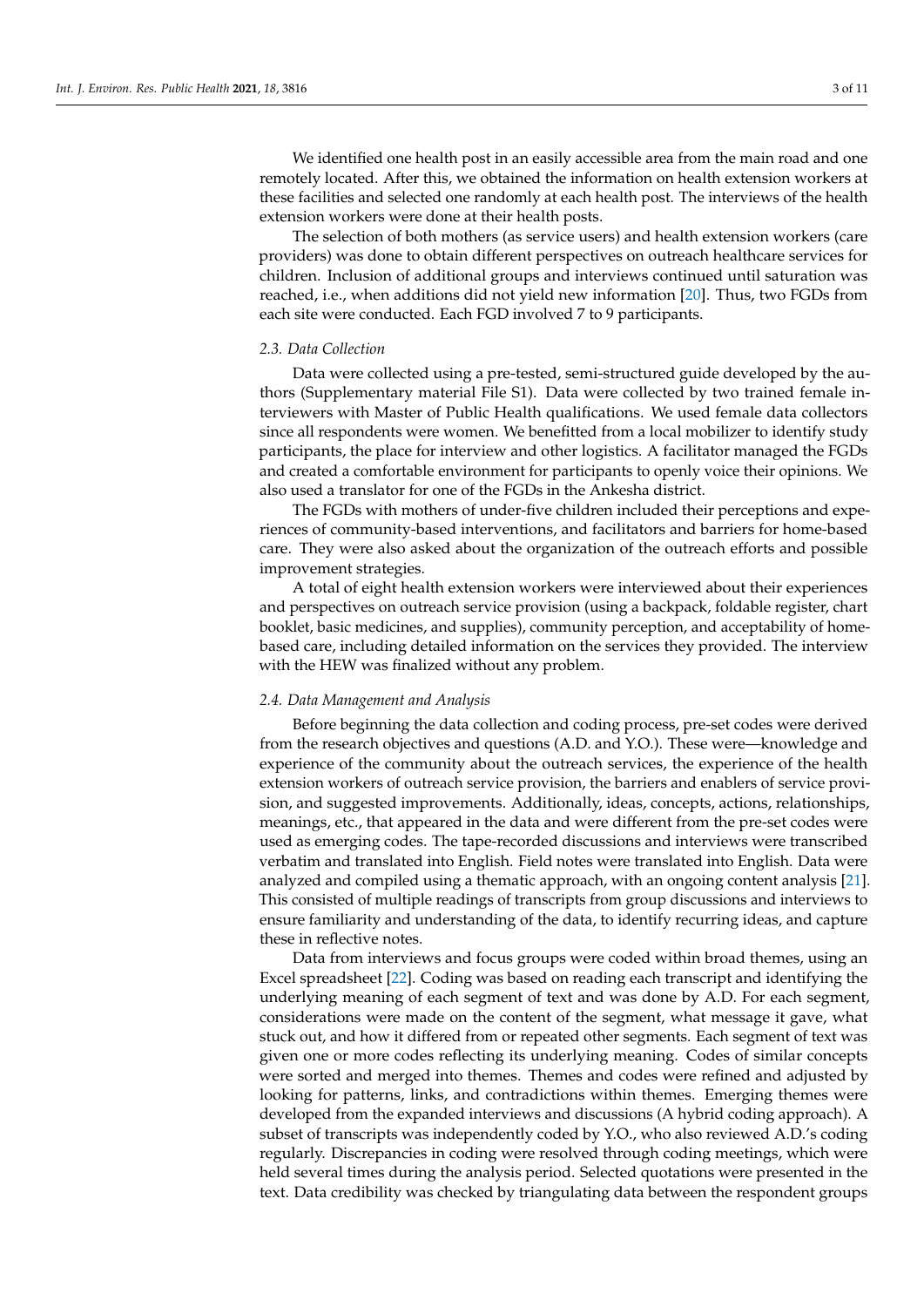We identified one health post in an easily accessible area from the main road and one remotely located. After this, we obtained the information on health extension workers at these facilities and selected one randomly at each health post. The interviews of the health extension workers were done at their health posts.

The selection of both mothers (as service users) and health extension workers (care providers) was done to obtain different perspectives on outreach healthcare services for children. Inclusion of additional groups and interviews continued until saturation was reached, i.e., when additions did not yield new information [20]. Thus, two FGDs from each site were conducted. Each FGD involved 7 to 9 participants.

### *2.3. Data Collection*

Data were collected using a pre-tested, semi-structured guide developed by the authors (Supplementary material File S1). Data were collected by two trained female interviewers with Master of Public Health qualifications. We used female data collectors since all respondents were women. We benefitted from a local mobilizer to identify study participants, the place for interview and other logistics. A facilitator managed the FGDs and created a comfortable environment for participants to openly voice their opinions. We also used a translator for one of the FGDs in the Ankesha district.

The FGDs with mothers of under-five children included their perceptions and experiences of community-based interventions, and facilitators and barriers for home-based care. They were also asked about the organization of the outreach efforts and possible improvement strategies.

A total of eight health extension workers were interviewed about their experiences and perspectives on outreach service provision (using a backpack, foldable register, chart booklet, basic medicines, and supplies), community perception, and acceptability of home-based care, including detailed information on the services they provided. The interview with the HEW was finalized without any problem.

### *2.4. Data Management and Analysis*

Before beginning the data collection and coding process, pre-set codes were derived from the research objectives and questions (A.D. and Y.O.). These were—knowledge and experience of the community about the outreach services, the experience of the health extension workers of outreach service provision, the barriers and enablers of service provision, and suggested improvements. Additionally, ideas, concepts, actions, relationships, meanings, etc., that appeared in the data and were different from the pre-set codes were used as emerging codes. The tape-recorded discussions and interviews were transcribed verbatim and translated into English. Field notes were translated into English. Data were analyzed and compiled using a thematic approach, with an ongoing content analysis [21]. This consisted of multiple readings of transcripts from group discussions and interviews to ensure familiarity and understanding of the data, to identify recurring ideas, and capture these in reflective notes.

Data from interviews and focus groups were coded within broad themes, using an Excel spreadsheet [22]. Coding was based on reading each transcript and identifying the underlying meaning of each segment of text and was done by A.D. For each segment, considerations were made on the content of the segment, what message it gave, what stuck out, and how it differed from or repeated other segments. Each segment of text was given one or more codes reflecting its underlying meaning. Codes of similar concepts were sorted and merged into themes. Themes and codes were refined and adjusted by looking for patterns, links, and contradictions within themes. Emerging themes were developed from the expanded interviews and discussions (A hybrid coding approach). A subset of transcripts was independently coded by Y.O., who also reviewed A.D.'s coding regularly. Discrepancies in coding were resolved through coding meetings, which were held several times during the analysis period. Selected quotations were presented in the text. Data credibility was checked by triangulating data between the respondent groups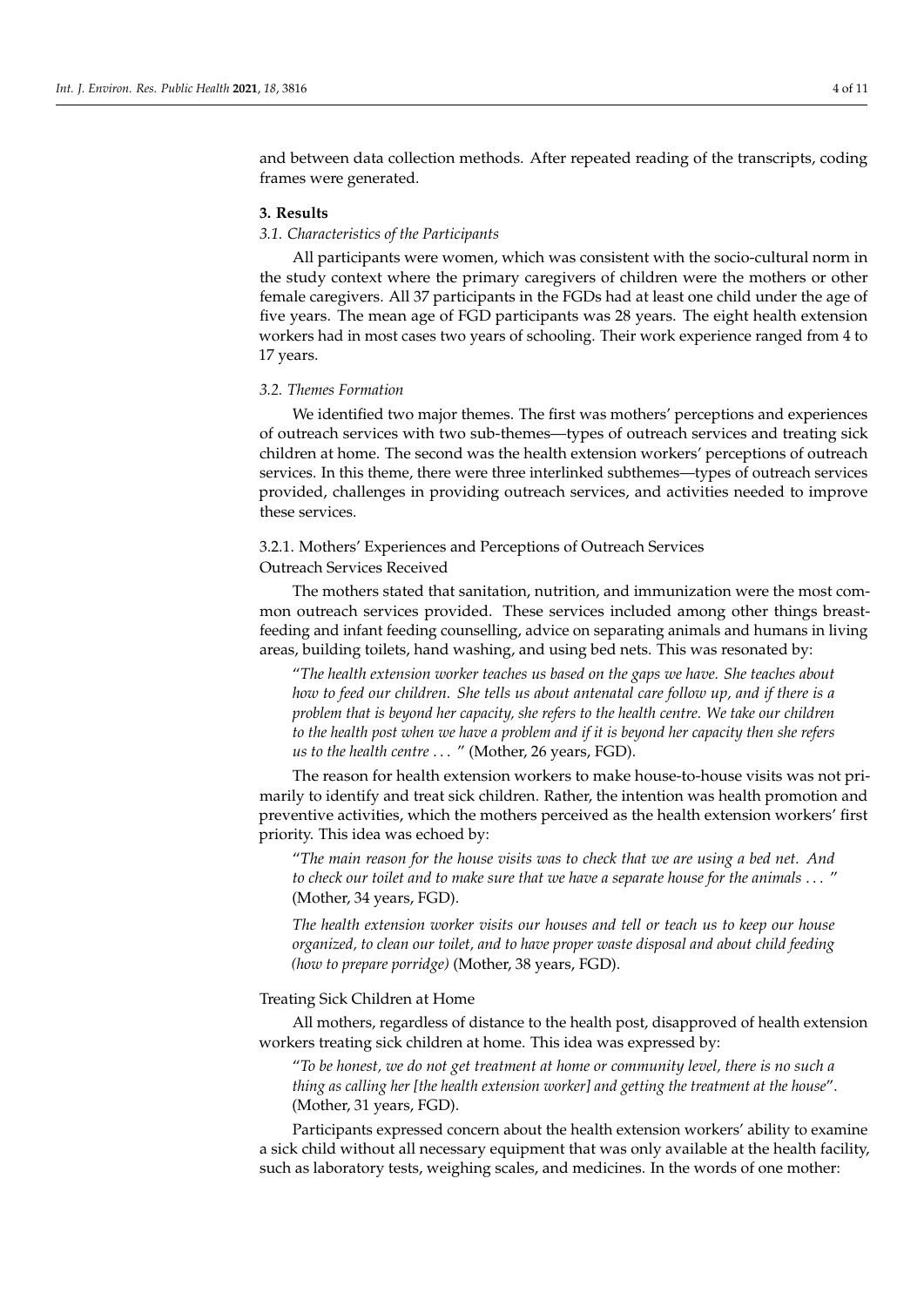and between data collection methods. After repeated reading of the transcripts, coding frames were generated.

## 3. Results

### 3.1. Characteristics of the Participants

All participants were women, which was consistent with the socio-cultural norm in the study context where the primary caregivers of children were the mothers or other female caregivers. All 37 participants in the FGDs had at least one child under the age of five years. The mean age of FGD participants was 28 years. The eight health extension workers had in most cases two years of schooling. Their work experience ranged from 4 to 17 years.

### 3.2. Themes Formation

We identified two major themes. The first was mothers' perceptions and experiences of outreach services with two sub-themes—types of outreach services and treating sick children at home. The second was the health extension workers' perceptions of outreach services. In this theme, there were three interlinked subthemes—types of outreach services provided, challenges in providing outreach services, and activities needed to improve these services.

#### 3.2.1. Mothers' Experiences and Perceptions of Outreach Services

Outreach Services Received

The mothers stated that sanitation, nutrition, and immunization were the most common outreach services provided. These services included among other things breastfeeding and infant feeding counselling, advice on separating animals and humans in living areas, building toilets, hand washing, and using bed nets. This was resonated by:

> "*The health extension worker teaches us based on the gaps we have. She teaches about how to feed our children. She tells us about antenatal care follow up, and if there is a problem that is beyond her capacity, she refers to the health centre. We take our children to the health post when we have a problem and if it is beyond her capacity then she refers us to the health centre* . . . " (Mother, 26 years, FGD).

The reason for health extension workers to make house-to-house visits was not primarily to identify and treat sick children. Rather, the intention was health promotion and preventive activities, which the mothers perceived as the health extension workers' first priority. This idea was echoed by:

> "*The main reason for the house visits was to check that we are using a bed net. And to check our toilet and to make sure that we have a separate house for the animals* . . . " (Mother, 34 years, FGD).
>
> *The health extension worker visits our houses and tell or teach us to keep our house organized, to clean our toilet, and to have proper waste disposal and about child feeding (how to prepare porridge)* (Mother, 38 years, FGD).

Treating Sick Children at Home

All mothers, regardless of distance to the health post, disapproved of health extension workers treating sick children at home. This idea was expressed by:

> "*To be honest, we do not get treatment at home or community level, there is no such a thing as calling her [the health extension worker] and getting the treatment at the house*". (Mother, 31 years, FGD).

Participants expressed concern about the health extension workers' ability to examine a sick child without all necessary equipment that was only available at the health facility, such as laboratory tests, weighing scales, and medicines. In the words of one mother: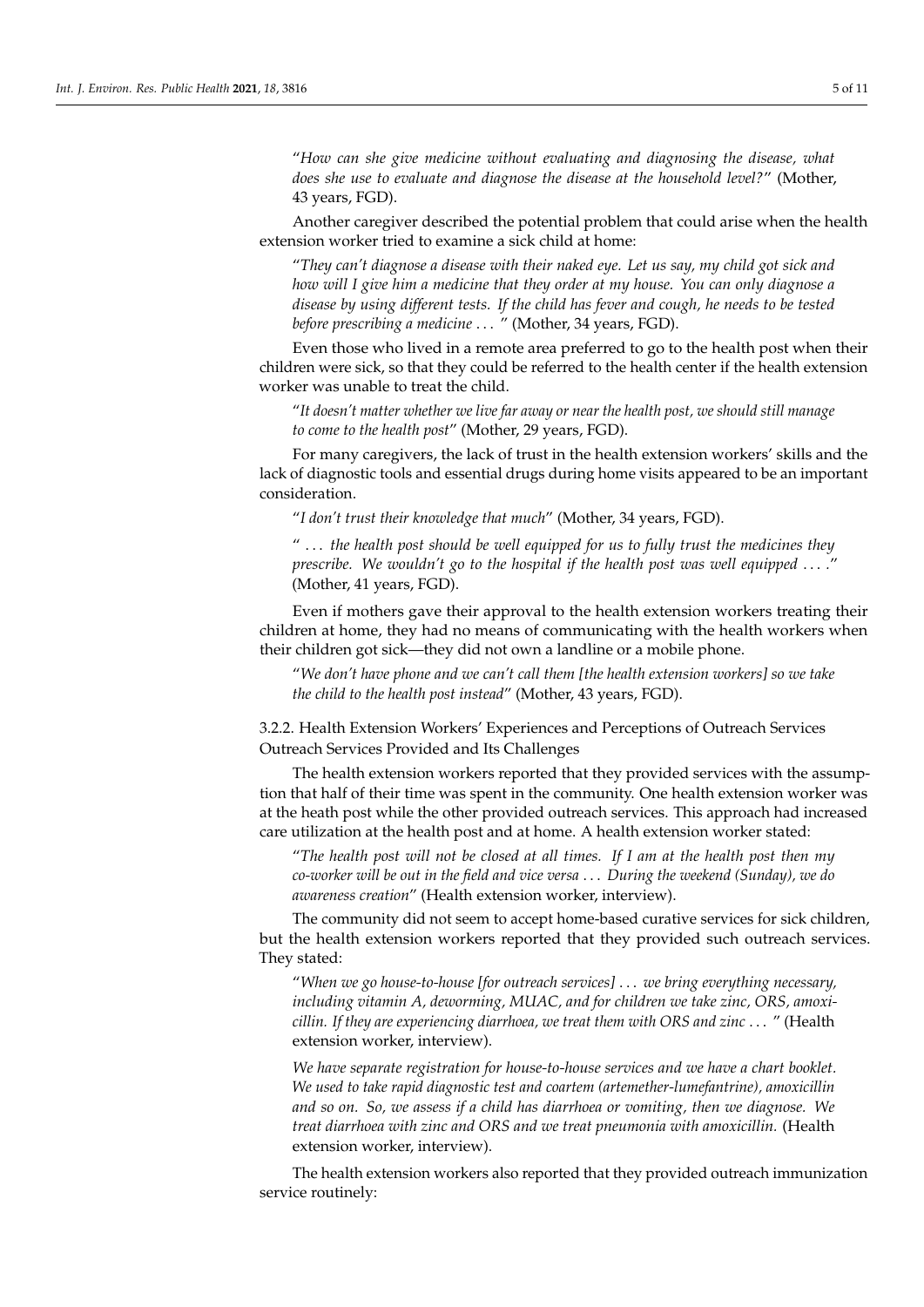"*How can she give medicine without evaluating and diagnosing the disease, what does she use to evaluate and diagnose the disease at the household level?*" (Mother, 43 years, FGD).

Another caregiver described the potential problem that could arise when the health extension worker tried to examine a sick child at home:

"*They can't diagnose a disease with their naked eye. Let us say, my child got sick and how will I give him a medicine that they order at my house. You can only diagnose a disease by using different tests. If the child has fever and cough, he needs to be tested before prescribing a medicine* . . . " (Mother, 34 years, FGD).

Even those who lived in a remote area preferred to go to the health post when their children were sick, so that they could be referred to the health center if the health extension worker was unable to treat the child.

"*It doesn't matter whether we live far away or near the health post, we should still manage to come to the health post*" (Mother, 29 years, FGD).

For many caregivers, the lack of trust in the health extension workers' skills and the lack of diagnostic tools and essential drugs during home visits appeared to be an important consideration.

"*I don't trust their knowledge that much*" (Mother, 34 years, FGD).

" . . . *the health post should be well equipped for us to fully trust the medicines they prescribe. We wouldn't go to the hospital if the health post was well equipped* . . . ." (Mother, 41 years, FGD).

Even if mothers gave their approval to the health extension workers treating their children at home, they had no means of communicating with the health workers when their children got sick—they did not own a landline or a mobile phone.

"*We don't have phone and we can't call them [the health extension workers] so we take the child to the health post instead*" (Mother, 43 years, FGD).

#### 3.2.2. Health Extension Workers' Experiences and Perceptions of Outreach Services

Outreach Services Provided and Its Challenges

The health extension workers reported that they provided services with the assumption that half of their time was spent in the community. One health extension worker was at the heath post while the other provided outreach services. This approach had increased care utilization at the health post and at home. A health extension worker stated:

"*The health post will not be closed at all times. If I am at the health post then my co-worker will be out in the field and vice versa* . . . *During the weekend (Sunday), we do awareness creation*" (Health extension worker, interview).

The community did not seem to accept home-based curative services for sick children, but the health extension workers reported that they provided such outreach services. They stated:

"*When we go house-to-house [for outreach services]* . . . *we bring everything necessary, including vitamin A, deworming, MUAC, and for children we take zinc, ORS, amoxicillin. If they are experiencing diarrhoea, we treat them with ORS and zinc* . . . " (Health extension worker, interview).

*We have separate registration for house-to-house services and we have a chart booklet. We used to take rapid diagnostic test and coartem (artemether-lumefantrine), amoxicillin and so on. So, we assess if a child has diarrhoea or vomiting, then we diagnose. We treat diarrhoea with zinc and ORS and we treat pneumonia with amoxicillin.* (Health extension worker, interview).

The health extension workers also reported that they provided outreach immunization service routinely: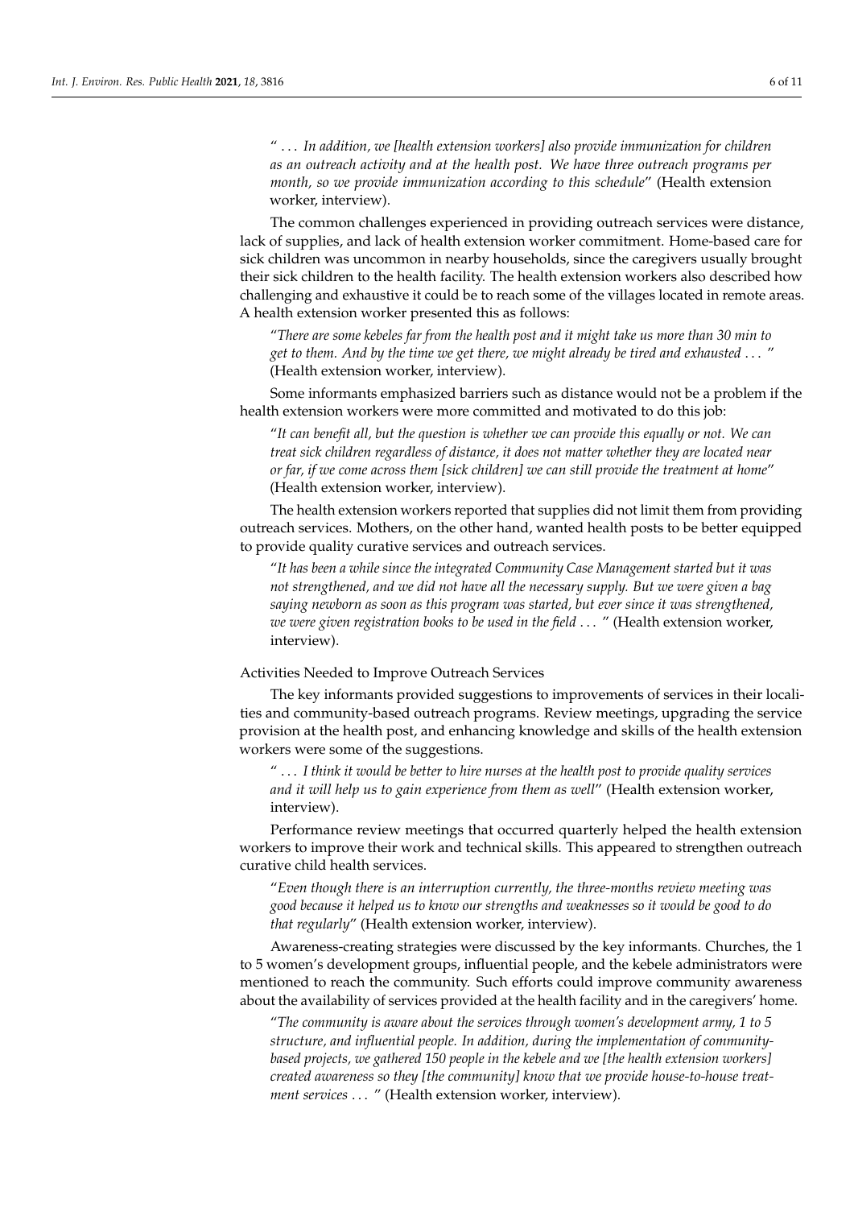"*. . . In addition, we [health extension workers] also provide immunization for children as an outreach activity and at the health post. We have three outreach programs per month, so we provide immunization according to this schedule*" (Health extension worker, interview).

The common challenges experienced in providing outreach services were distance, lack of supplies, and lack of health extension worker commitment. Home-based care for sick children was uncommon in nearby households, since the caregivers usually brought their sick children to the health facility. The health extension workers also described how challenging and exhaustive it could be to reach some of the villages located in remote areas. A health extension worker presented this as follows:

"*There are some kebeles far from the health post and it might take us more than 30 min to get to them. And by the time we get there, we might already be tired and exhausted . . .* " (Health extension worker, interview).

Some informants emphasized barriers such as distance would not be a problem if the health extension workers were more committed and motivated to do this job:

"*It can benefit all, but the question is whether we can provide this equally or not. We can treat sick children regardless of distance, it does not matter whether they are located near or far, if we come across them [sick children] we can still provide the treatment at home*" (Health extension worker, interview).

The health extension workers reported that supplies did not limit them from providing outreach services. Mothers, on the other hand, wanted health posts to be better equipped to provide quality curative services and outreach services.

"*It has been a while since the integrated Community Case Management started but it was not strengthened, and we did not have all the necessary supply. But we were given a bag saying newborn as soon as this program was started, but ever since it was strengthened, we were given registration books to be used in the field . . .* " (Health extension worker, interview).

Activities Needed to Improve Outreach Services

The key informants provided suggestions to improvements of services in their localities and community-based outreach programs. Review meetings, upgrading the service provision at the health post, and enhancing knowledge and skills of the health extension workers were some of the suggestions.

"*. . . I think it would be better to hire nurses at the health post to provide quality services and it will help us to gain experience from them as well*" (Health extension worker, interview).

Performance review meetings that occurred quarterly helped the health extension workers to improve their work and technical skills. This appeared to strengthen outreach curative child health services.

"*Even though there is an interruption currently, the three-months review meeting was good because it helped us to know our strengths and weaknesses so it would be good to do that regularly*" (Health extension worker, interview).

Awareness-creating strategies were discussed by the key informants. Churches, the 1 to 5 women's development groups, influential people, and the kebele administrators were mentioned to reach the community. Such efforts could improve community awareness about the availability of services provided at the health facility and in the caregivers' home.

"*The community is aware about the services through women's development army, 1 to 5 structure, and influential people. In addition, during the implementation of community-based projects, we gathered 150 people in the kebele and we [the health extension workers] created awareness so they [the community] know that we provide house-to-house treatment services . . .* " (Health extension worker, interview).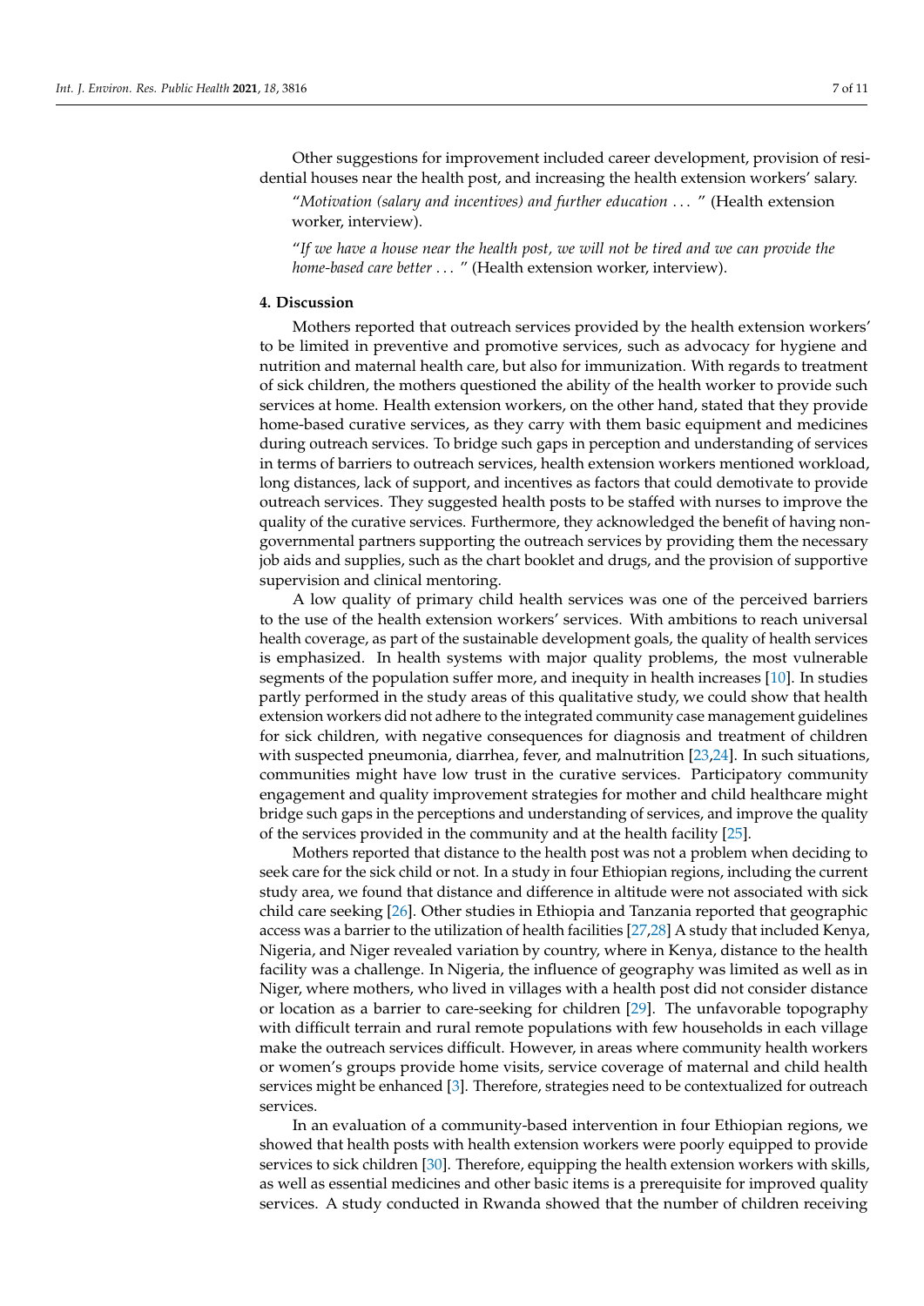Other suggestions for improvement included career development, provision of residential houses near the health post, and increasing the health extension workers' salary.

> "*Motivation (salary and incentives) and further education* ... " (Health extension worker, interview).

> "*If we have a house near the health post, we will not be tired and we can provide the home-based care better* ... " (Health extension worker, interview).

## 4. Discussion

Mothers reported that outreach services provided by the health extension workers' to be limited in preventive and promotive services, such as advocacy for hygiene and nutrition and maternal health care, but also for immunization. With regards to treatment of sick children, the mothers questioned the ability of the health worker to provide such services at home. Health extension workers, on the other hand, stated that they provide home-based curative services, as they carry with them basic equipment and medicines during outreach services. To bridge such gaps in perception and understanding of services in terms of barriers to outreach services, health extension workers mentioned workload, long distances, lack of support, and incentives as factors that could demotivate to provide outreach services. They suggested health posts to be staffed with nurses to improve the quality of the curative services. Furthermore, they acknowledged the benefit of having non-governmental partners supporting the outreach services by providing them the necessary job aids and supplies, such as the chart booklet and drugs, and the provision of supportive supervision and clinical mentoring.

A low quality of primary child health services was one of the perceived barriers to the use of the health extension workers' services. With ambitions to reach universal health coverage, as part of the sustainable development goals, the quality of health services is emphasized. In health systems with major quality problems, the most vulnerable segments of the population suffer more, and inequity in health increases [10]. In studies partly performed in the study areas of this qualitative study, we could show that health extension workers did not adhere to the integrated community case management guidelines for sick children, with negative consequences for diagnosis and treatment of children with suspected pneumonia, diarrhea, fever, and malnutrition [23,24]. In such situations, communities might have low trust in the curative services. Participatory community engagement and quality improvement strategies for mother and child healthcare might bridge such gaps in the perceptions and understanding of services, and improve the quality of the services provided in the community and at the health facility [25].

Mothers reported that distance to the health post was not a problem when deciding to seek care for the sick child or not. In a study in four Ethiopian regions, including the current study area, we found that distance and difference in altitude were not associated with sick child care seeking [26]. Other studies in Ethiopia and Tanzania reported that geographic access was a barrier to the utilization of health facilities [27,28] A study that included Kenya, Nigeria, and Niger revealed variation by country, where in Kenya, distance to the health facility was a challenge. In Nigeria, the influence of geography was limited as well as in Niger, where mothers, who lived in villages with a health post did not consider distance or location as a barrier to care-seeking for children [29]. The unfavorable topography with difficult terrain and rural remote populations with few households in each village make the outreach services difficult. However, in areas where community health workers or women's groups provide home visits, service coverage of maternal and child health services might be enhanced [3]. Therefore, strategies need to be contextualized for outreach services.

In an evaluation of a community-based intervention in four Ethiopian regions, we showed that health posts with health extension workers were poorly equipped to provide services to sick children [30]. Therefore, equipping the health extension workers with skills, as well as essential medicines and other basic items is a prerequisite for improved quality services. A study conducted in Rwanda showed that the number of children receiving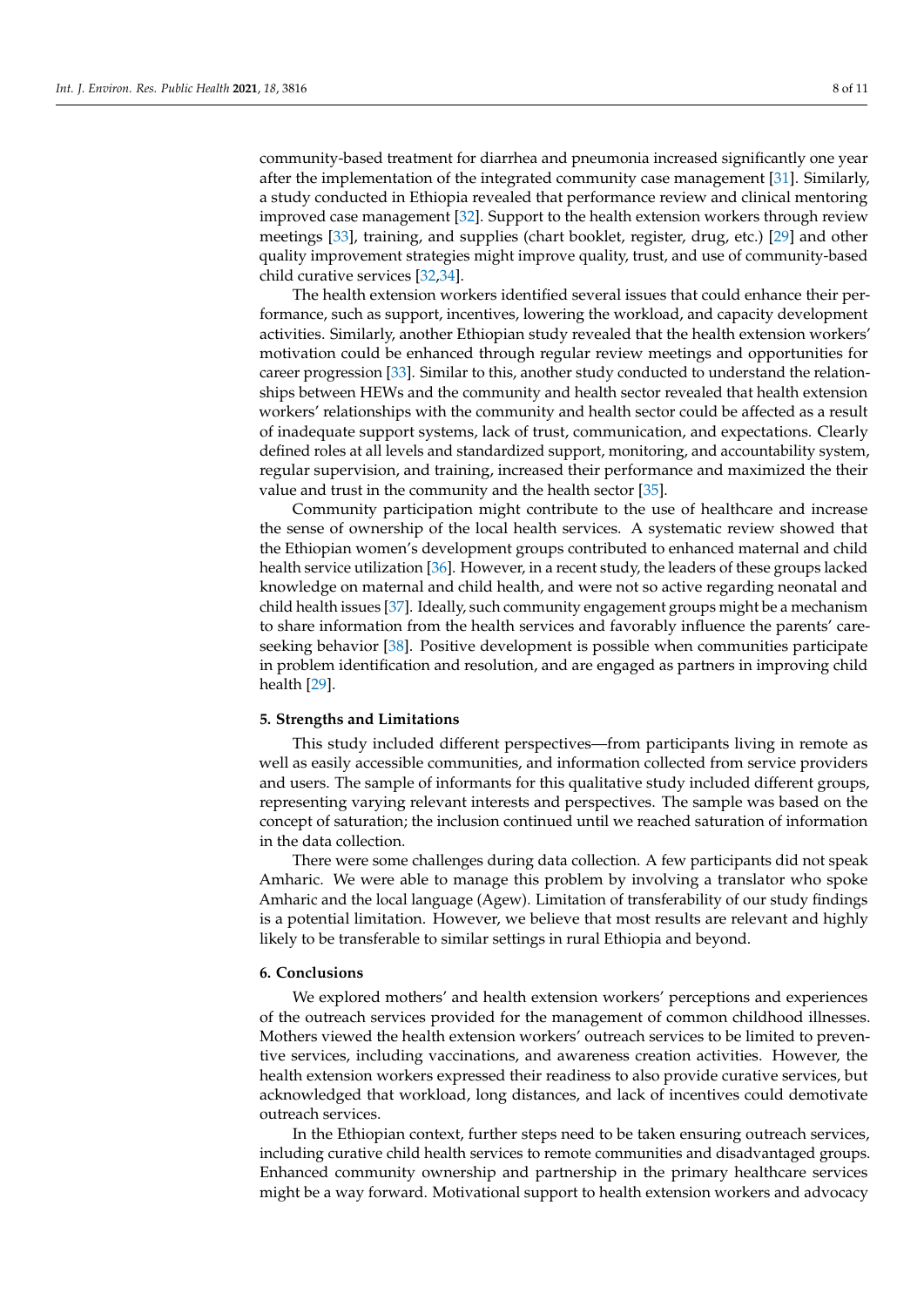community-based treatment for diarrhea and pneumonia increased significantly one year after the implementation of the integrated community case management [31]. Similarly, a study conducted in Ethiopia revealed that performance review and clinical mentoring improved case management [32]. Support to the health extension workers through review meetings [33], training, and supplies (chart booklet, register, drug, etc.) [29] and other quality improvement strategies might improve quality, trust, and use of community-based child curative services [32,34].

The health extension workers identified several issues that could enhance their performance, such as support, incentives, lowering the workload, and capacity development activities. Similarly, another Ethiopian study revealed that the health extension workers' motivation could be enhanced through regular review meetings and opportunities for career progression [33]. Similar to this, another study conducted to understand the relationships between HEWs and the community and health sector revealed that health extension workers' relationships with the community and health sector could be affected as a result of inadequate support systems, lack of trust, communication, and expectations. Clearly defined roles at all levels and standardized support, monitoring, and accountability system, regular supervision, and training, increased their performance and maximized the their value and trust in the community and the health sector [35].

Community participation might contribute to the use of healthcare and increase the sense of ownership of the local health services. A systematic review showed that the Ethiopian women's development groups contributed to enhanced maternal and child health service utilization [36]. However, in a recent study, the leaders of these groups lacked knowledge on maternal and child health, and were not so active regarding neonatal and child health issues [37]. Ideally, such community engagement groups might be a mechanism to share information from the health services and favorably influence the parents' care-seeking behavior [38]. Positive development is possible when communities participate in problem identification and resolution, and are engaged as partners in improving child health [29].

## 5. Strengths and Limitations

This study included different perspectives—from participants living in remote as well as easily accessible communities, and information collected from service providers and users. The sample of informants for this qualitative study included different groups, representing varying relevant interests and perspectives. The sample was based on the concept of saturation; the inclusion continued until we reached saturation of information in the data collection.

There were some challenges during data collection. A few participants did not speak Amharic. We were able to manage this problem by involving a translator who spoke Amharic and the local language (Agew). Limitation of transferability of our study findings is a potential limitation. However, we believe that most results are relevant and highly likely to be transferable to similar settings in rural Ethiopia and beyond.

## 6. Conclusions

We explored mothers' and health extension workers' perceptions and experiences of the outreach services provided for the management of common childhood illnesses. Mothers viewed the health extension workers' outreach services to be limited to preventive services, including vaccinations, and awareness creation activities. However, the health extension workers expressed their readiness to also provide curative services, but acknowledged that workload, long distances, and lack of incentives could demotivate outreach services.

In the Ethiopian context, further steps need to be taken ensuring outreach services, including curative child health services to remote communities and disadvantaged groups. Enhanced community ownership and partnership in the primary healthcare services might be a way forward. Motivational support to health extension workers and advocacy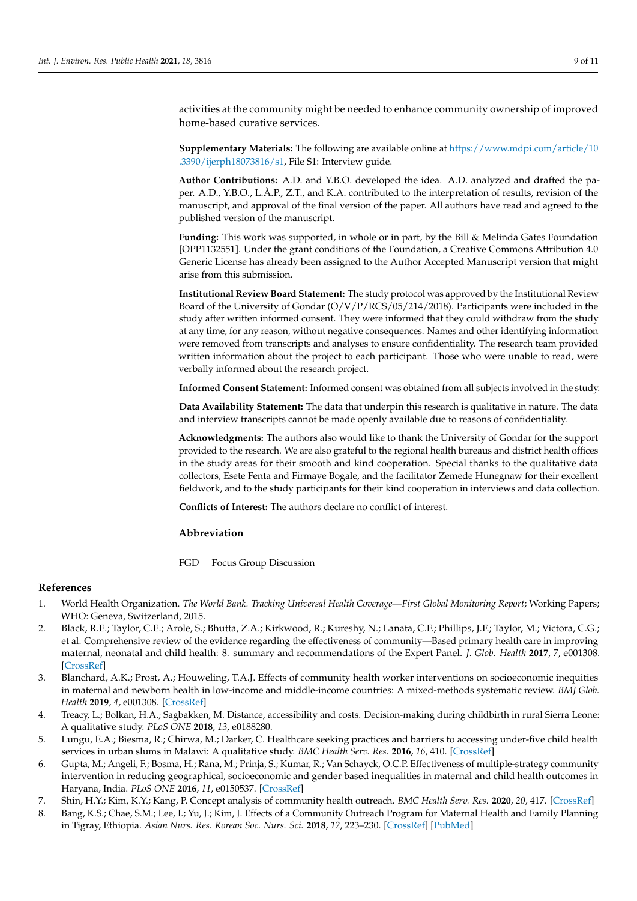activities at the community might be needed to enhance community ownership of improved home-based curative services.

**Supplementary Materials:** The following are available online at https://www.mdpi.com/article/10.3390/ijerph18073816/s1, File S1: Interview guide.

**Author Contributions:** A.D. and Y.B.O. developed the idea. A.D. analyzed and drafted the paper. A.D., Y.B.O., L.Å.P., Z.T., and K.A. contributed to the interpretation of results, revision of the manuscript, and approval of the final version of the paper. All authors have read and agreed to the published version of the manuscript.

**Funding:** This work was supported, in whole or in part, by the Bill & Melinda Gates Foundation [OPP1132551]. Under the grant conditions of the Foundation, a Creative Commons Attribution 4.0 Generic License has already been assigned to the Author Accepted Manuscript version that might arise from this submission.

**Institutional Review Board Statement:** The study protocol was approved by the Institutional Review Board of the University of Gondar (O/V/P/RCS/05/214/2018). Participants were included in the study after written informed consent. They were informed that they could withdraw from the study at any time, for any reason, without negative consequences. Names and other identifying information were removed from transcripts and analyses to ensure confidentiality. The research team provided written information about the project to each participant. Those who were unable to read, were verbally informed about the research project.

**Informed Consent Statement:** Informed consent was obtained from all subjects involved in the study.

**Data Availability Statement:** The data that underpin this research is qualitative in nature. The data and interview transcripts cannot be made openly available due to reasons of confidentiality.

**Acknowledgments:** The authors also would like to thank the University of Gondar for the support provided to the research. We are also grateful to the regional health bureaus and district health offices in the study areas for their smooth and kind cooperation. Special thanks to the qualitative data collectors, Esete Fenta and Firmaye Bogale, and the facilitator Zemede Hunegnaw for their excellent fieldwork, and to the study participants for their kind cooperation in interviews and data collection.

**Conflicts of Interest:** The authors declare no conflict of interest.

## Abbreviation

FGD Focus Group Discussion

## References

1. World Health Organization. *The World Bank. Tracking Universal Health Coverage—First Global Monitoring Report*; Working Papers; WHO: Geneva, Switzerland, 2015.
2. Black, R.E.; Taylor, C.E.; Arole, S.; Bhutta, Z.A.; Kirkwood, R.; Kureshy, N.; Lanata, C.F.; Phillips, J.F.; Taylor, M.; Victora, C.G.; et al. Comprehensive review of the evidence regarding the effectiveness of community—Based primary health care in improving maternal, neonatal and child health: 8. summary and recommendations of the Expert Panel. *J. Glob. Health* **2017**, *7*, e001308. [CrossRef]
3. Blanchard, A.K.; Prost, A.; Houweling, T.A.J. Effects of community health worker interventions on socioeconomic inequities in maternal and newborn health in low-income and middle-income countries: A mixed-methods systematic review. *BMJ Glob. Health* **2019**, *4*, e001308. [CrossRef]
4. Treacy, L.; Bolkan, H.A.; Sagbakken, M. Distance, accessibility and costs. Decision-making during childbirth in rural Sierra Leone: A qualitative study. *PLoS ONE* **2018**, *13*, e0188280.
5. Lungu, E.A.; Biesma, R.; Chirwa, M.; Darker, C. Healthcare seeking practices and barriers to accessing under-five child health services in urban slums in Malawi: A qualitative study. *BMC Health Serv. Res.* **2016**, *16*, 410. [CrossRef]
6. Gupta, M.; Angeli, F.; Bosma, H.; Rana, M.; Prinja, S.; Kumar, R.; Van Schayck, O.C.P. Effectiveness of multiple-strategy community intervention in reducing geographical, socioeconomic and gender based inequalities in maternal and child health outcomes in Haryana, India. *PLoS ONE* **2016**, *11*, e0150537. [CrossRef]
7. Shin, H.Y.; Kim, K.Y.; Kang, P. Concept analysis of community health outreach. *BMC Health Serv. Res.* **2020**, *20*, 417. [CrossRef]
8. Bang, K.S.; Chae, S.M.; Lee, I.; Yu, J.; Kim, J. Effects of a Community Outreach Program for Maternal Health and Family Planning in Tigray, Ethiopia. *Asian Nurs. Res. Korean Soc. Nurs. Sci.* **2018**, *12*, 223–230. [CrossRef] [PubMed]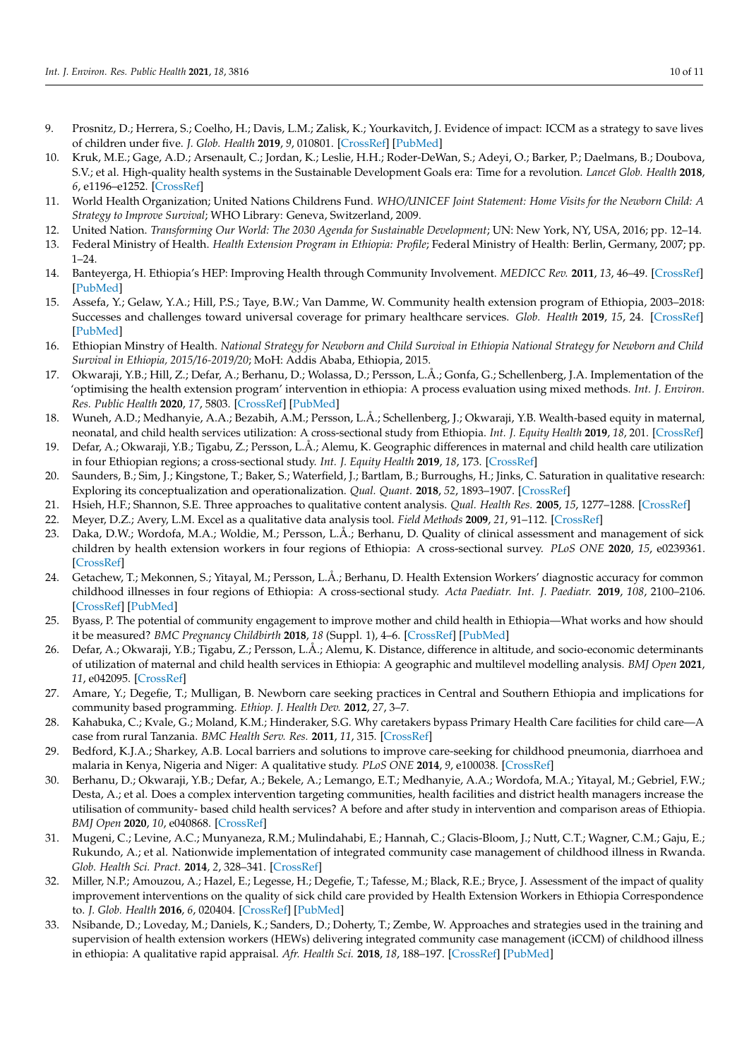9. Prosnitz, D.; Herrera, S.; Coelho, H.; Davis, L.M.; Zalisk, K.; Yourkavitch, J. Evidence of impact: ICCM as a strategy to save lives of children under five. *J. Glob. Health* **2019**, *9*, 010801. [CrossRef] [PubMed]
10. Kruk, M.E.; Gage, A.D.; Arsenault, C.; Jordan, K.; Leslie, H.H.; Roder-DeWan, S.; Adeyi, O.; Barker, P.; Daelmans, B.; Doubova, S.V.; et al. High-quality health systems in the Sustainable Development Goals era: Time for a revolution. *Lancet Glob. Health* **2018**, *6*, e1196–e1252. [CrossRef]
11. World Health Organization; United Nations Childrens Fund. *WHO/UNICEF Joint Statement: Home Visits for the Newborn Child: A Strategy to Improve Survival*; WHO Library: Geneva, Switzerland, 2009.
12. United Nation. *Transforming Our World: The 2030 Agenda for Sustainable Development*; UN: New York, NY, USA, 2016; pp. 12–14.
13. Federal Ministry of Health. *Health Extension Program in Ethiopia: Profile*; Federal Ministry of Health: Berlin, Germany, 2007; pp. 1–24.
14. Banteyerga, H. Ethiopia's HEP: Improving Health through Community Involvement. *MEDICC Rev.* **2011**, *13*, 46–49. [CrossRef] [PubMed]
15. Assefa, Y.; Gelaw, Y.A.; Hill, P.S.; Taye, B.W.; Van Damme, W. Community health extension program of Ethiopia, 2003–2018: Successes and challenges toward universal coverage for primary healthcare services. *Glob. Health* **2019**, *15*, 24. [CrossRef] [PubMed]
16. Ethiopian Minstry of Health. *National Strategy for Newborn and Child Survival in Ethiopia National Strategy for Newborn and Child Survival in Ethiopia, 2015/16-2019/20*; MoH: Addis Ababa, Ethiopia, 2015.
17. Okwaraji, Y.B.; Hill, Z.; Defar, A.; Berhanu, D.; Wolassa, D.; Persson, L.Å.; Gonfa, G.; Schellenberg, J.A. Implementation of the 'optimising the health extension program' intervention in ethiopia: A process evaluation using mixed methods. *Int. J. Environ. Res. Public Health* **2020**, *17*, 5803. [CrossRef] [PubMed]
18. Wuneh, A.D.; Medhanyie, A.A.; Bezabih, A.M.; Persson, L.Å.; Schellenberg, J.; Okwaraji, Y.B. Wealth-based equity in maternal, neonatal, and child health services utilization: A cross-sectional study from Ethiopia. *Int. J. Equity Health* **2019**, *18*, 201. [CrossRef]
19. Defar, A.; Okwaraji, Y.B.; Tigabu, Z.; Persson, L.Å.; Alemu, K. Geographic differences in maternal and child health care utilization in four Ethiopian regions; a cross-sectional study. *Int. J. Equity Health* **2019**, *18*, 173. [CrossRef]
20. Saunders, B.; Sim, J.; Kingstone, T.; Baker, S.; Waterfield, J.; Bartlam, B.; Burroughs, H.; Jinks, C. Saturation in qualitative research: Exploring its conceptualization and operationalization. *Qual. Quant.* **2018**, *52*, 1893–1907. [CrossRef]
21. Hsieh, H.F.; Shannon, S.E. Three approaches to qualitative content analysis. *Qual. Health Res.* **2005**, *15*, 1277–1288. [CrossRef]
22. Meyer, D.Z.; Avery, L.M. Excel as a qualitative data analysis tool. *Field Methods* **2009**, *21*, 91–112. [CrossRef]
23. Daka, D.W.; Wordofa, M.A.; Woldie, M.; Persson, L.Å.; Berhanu, D. Quality of clinical assessment and management of sick children by health extension workers in four regions of Ethiopia: A cross-sectional survey. *PLoS ONE* **2020**, *15*, e0239361. [CrossRef]
24. Getachew, T.; Mekonnen, S.; Yitayal, M.; Persson, L.Å.; Berhanu, D. Health Extension Workers' diagnostic accuracy for common childhood illnesses in four regions of Ethiopia: A cross-sectional study. *Acta Paediatr. Int. J. Paediatr.* **2019**, *108*, 2100–2106. [CrossRef] [PubMed]
25. Byass, P. The potential of community engagement to improve mother and child health in Ethiopia—What works and how should it be measured? *BMC Pregnancy Childbirth* **2018**, *18* (Suppl. 1), 4–6. [CrossRef] [PubMed]
26. Defar, A.; Okwaraji, Y.B.; Tigabu, Z.; Persson, L.Å.; Alemu, K. Distance, difference in altitude, and socio-economic determinants of utilization of maternal and child health services in Ethiopia: A geographic and multilevel modelling analysis. *BMJ Open* **2021**, *11*, e042095. [CrossRef]
27. Amare, Y.; Degefie, T.; Mulligan, B. Newborn care seeking practices in Central and Southern Ethiopia and implications for community based programming. *Ethiop. J. Health Dev.* **2012**, *27*, 3–7.
28. Kahabuka, C.; Kvale, G.; Moland, K.M.; Hinderaker, S.G. Why caretakers bypass Primary Health Care facilities for child care—A case from rural Tanzania. *BMC Health Serv. Res.* **2011**, *11*, 315. [CrossRef]
29. Bedford, K.J.A.; Sharkey, A.B. Local barriers and solutions to improve care-seeking for childhood pneumonia, diarrhoea and malaria in Kenya, Nigeria and Niger: A qualitative study. *PLoS ONE* **2014**, *9*, e100038. [CrossRef]
30. Berhanu, D.; Okwaraji, Y.B.; Defar, A.; Bekele, A.; Lemango, E.T.; Medhanyie, A.A.; Wordofa, M.A.; Yitayal, M.; Gebriel, F.W.; Desta, A.; et al. Does a complex intervention targeting communities, health facilities and district health managers increase the utilisation of community- based child health services? A before and after study in intervention and comparison areas of Ethiopia. *BMJ Open* **2020**, *10*, e040868. [CrossRef]
31. Mugeni, C.; Levine, A.C.; Munyaneza, R.M.; Mulindahabi, E.; Hannah, C.; Glacis-Bloom, J.; Nutt, C.T.; Wagner, C.M.; Gaju, E.; Rukundo, A.; et al. Nationwide implementation of integrated community case management of childhood illness in Rwanda. *Glob. Health Sci. Pract.* **2014**, *2*, 328–341. [CrossRef]
32. Miller, N.P.; Amouzou, A.; Hazel, E.; Legesse, H.; Degefie, T.; Tafesse, M.; Black, R.E.; Bryce, J. Assessment of the impact of quality improvement interventions on the quality of sick child care provided by Health Extension Workers in Ethiopia Correspondence to. *J. Glob. Health* **2016**, *6*, 020404. [CrossRef] [PubMed]
33. Nsibande, D.; Loveday, M.; Daniels, K.; Sanders, D.; Doherty, T.; Zembe, W. Approaches and strategies used in the training and supervision of health extension workers (HEWs) delivering integrated community case management (iCCM) of childhood illness in ethiopia: A qualitative rapid appraisal. *Afr. Health Sci.* **2018**, *18*, 188–197. [CrossRef] [PubMed]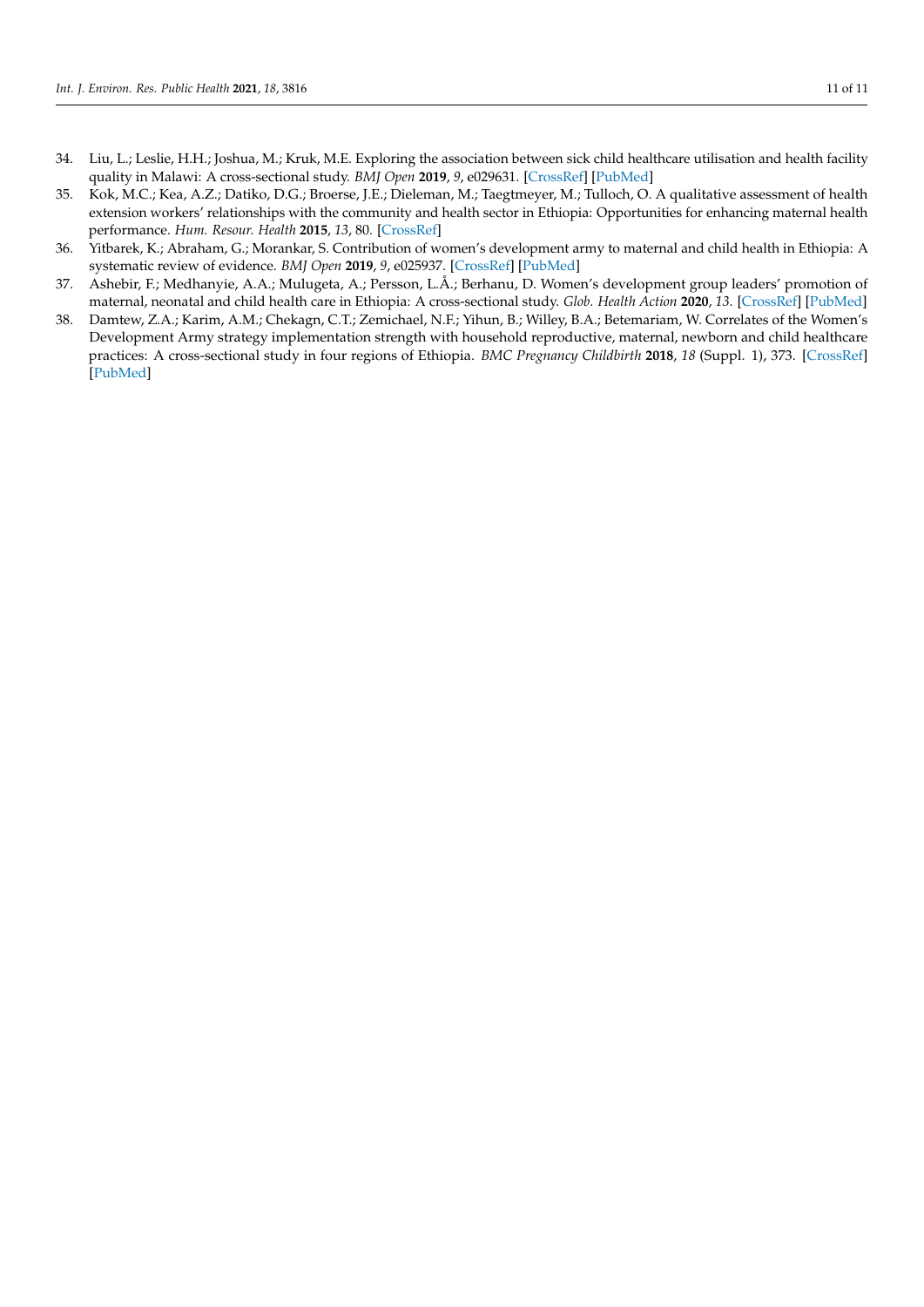34. Liu, L.; Leslie, H.H.; Joshua, M.; Kruk, M.E. Exploring the association between sick child healthcare utilisation and health facility quality in Malawi: A cross-sectional study. *BMJ Open* **2019**, *9*, e029631. [CrossRef] [PubMed]
35. Kok, M.C.; Kea, A.Z.; Datiko, D.G.; Broerse, J.E.; Dieleman, M.; Taegtmeyer, M.; Tulloch, O. A qualitative assessment of health extension workers' relationships with the community and health sector in Ethiopia: Opportunities for enhancing maternal health performance. *Hum. Resour. Health* **2015**, *13*, 80. [CrossRef]
36. Yitbarek, K.; Abraham, G.; Morankar, S. Contribution of women's development army to maternal and child health in Ethiopia: A systematic review of evidence. *BMJ Open* **2019**, *9*, e025937. [CrossRef] [PubMed]
37. Ashebir, F.; Medhanyie, A.A.; Mulugeta, A.; Persson, L.Å.; Berhanu, D. Women's development group leaders' promotion of maternal, neonatal and child health care in Ethiopia: A cross-sectional study. *Glob. Health Action* **2020**, *13*. [CrossRef] [PubMed]
38. Damtew, Z.A.; Karim, A.M.; Chekagn, C.T.; Zemichael, N.F.; Yihun, B.; Willey, B.A.; Betemariam, W. Correlates of the Women's Development Army strategy implementation strength with household reproductive, maternal, newborn and child healthcare practices: A cross-sectional study in four regions of Ethiopia. *BMC Pregnancy Childbirth* **2018**, *18* (Suppl. 1), 373. [CrossRef] [PubMed]